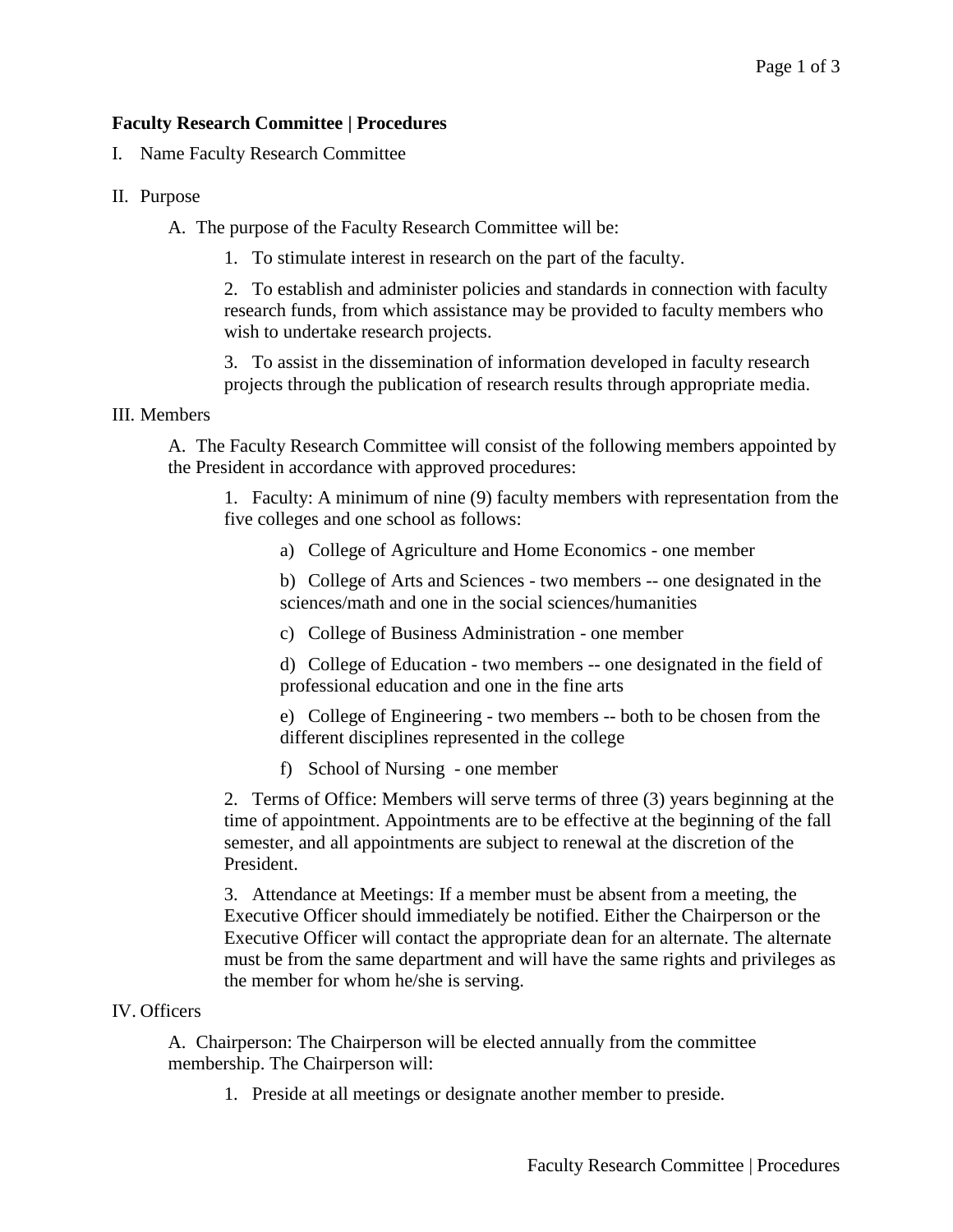**Faculty Research Committee | Procedures**

I. Name Faculty Research Committee

II. Purpose

A. The purpose of the Faculty Research Committee will be:

1. To stimulate interest in research on the part of the faculty.

2. To establish and administer policies and standards in connection with faculty research funds, from which assistance may be provided to faculty members who wish to undertake research projects.

3. To assist in the dissemination of information developed in faculty research projects through the publication of research results through appropriate media.

III. Members

A. The Faculty Research Committee will consist of the following members appointed by the President in accordance with approved procedures:

1. Faculty: A minimum of nine (9) faculty members with representation from the five colleges and one school as follows:

a) College of Agriculture and Home Economics - one member

b) College of Arts and Sciences - two members -- one designated in the sciences/math and one in the social sciences/humanities

c) College of Business Administration - one member

d) College of Education - two members -- one designated in the field of professional education and one in the fine arts

e) College of Engineering - two members -- both to be chosen from the different disciplines represented in the college

f) School of Nursing - one member

2. Terms of Office: Members will serve terms of three (3) years beginning at the time of appointment. Appointments are to be effective at the beginning of the fall semester, and all appointments are subject to renewal at the discretion of the President.

3. Attendance at Meetings: If a member must be absent from a meeting, the Executive Officer should immediately be notified. Either the Chairperson or the Executive Officer will contact the appropriate dean for an alternate. The alternate must be from the same department and will have the same rights and privileges as the member for whom he/she is serving.

IV. Officers

A. Chairperson: The Chairperson will be elected annually from the committee membership. The Chairperson will:

1. Preside at all meetings or designate another member to preside.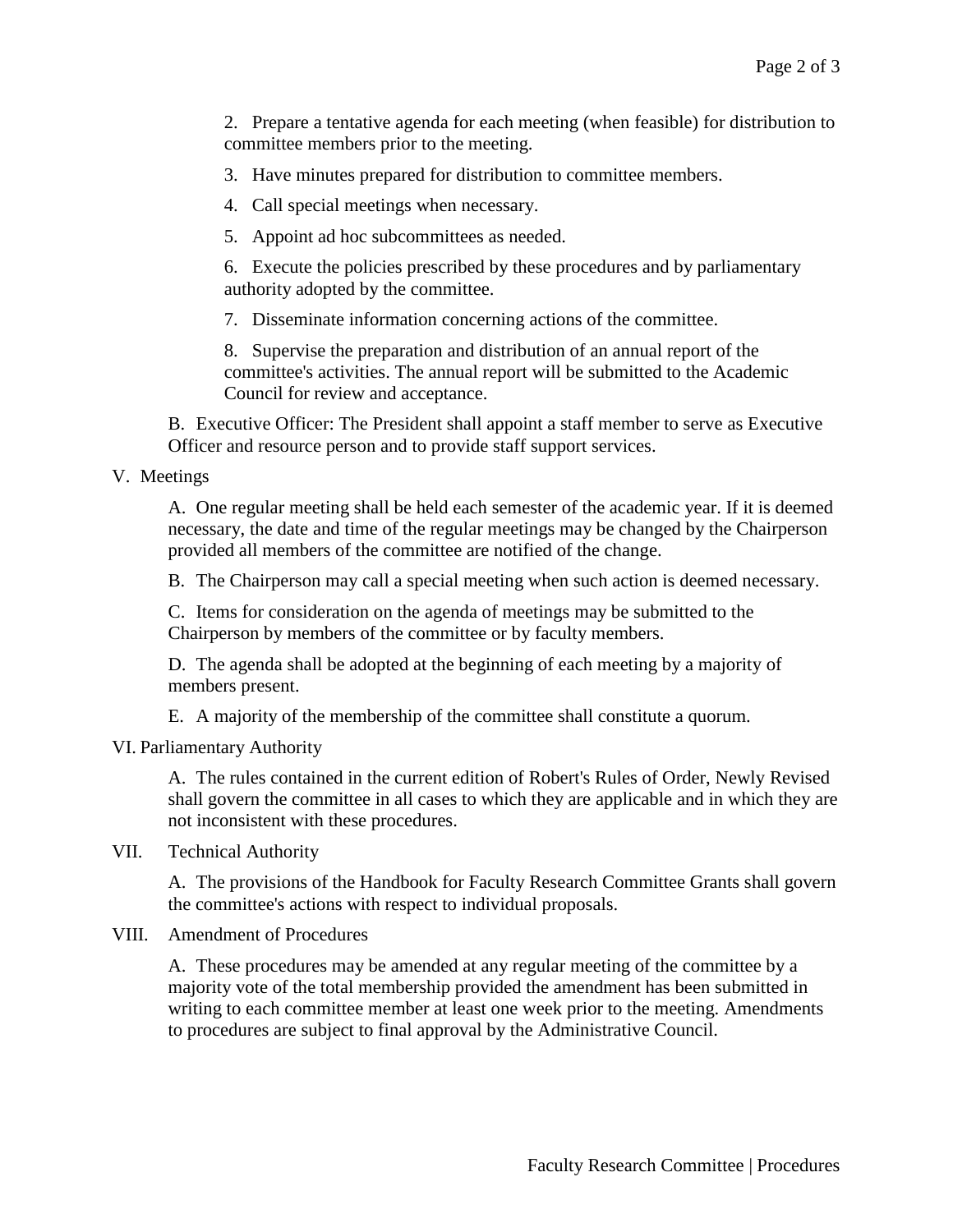2. Prepare a tentative agenda for each meeting (when feasible) for distribution to committee members prior to the meeting.

3. Have minutes prepared for distribution to committee members.

4. Call special meetings when necessary.

5. Appoint ad hoc subcommittees as needed.

6. Execute the policies prescribed by these procedures and by parliamentary authority adopted by the committee.

7. Disseminate information concerning actions of the committee.

8. Supervise the preparation and distribution of an annual report of the committee's activities. The annual report will be submitted to the Academic Council for review and acceptance.

B. Executive Officer: The President shall appoint a staff member to serve as Executive Officer and resource person and to provide staff support services.

## V. Meetings

A. One regular meeting shall be held each semester of the academic year. If it is deemed necessary, the date and time of the regular meetings may be changed by the Chairperson provided all members of the committee are notified of the change.

B. The Chairperson may call a special meeting when such action is deemed necessary.

C. Items for consideration on the agenda of meetings may be submitted to the Chairperson by members of the committee or by faculty members.

D. The agenda shall be adopted at the beginning of each meeting by a majority of members present.

E. A majority of the membership of the committee shall constitute a quorum.

## VI. Parliamentary Authority

A. The rules contained in the current edition of Robert's Rules of Order, Newly Revised shall govern the committee in all cases to which they are applicable and in which they are not inconsistent with these procedures.

## VII. Technical Authority

A. The provisions of the Handbook for Faculty Research Committee Grants shall govern the committee's actions with respect to individual proposals.

## VIII. Amendment of Procedures

A. These procedures may be amended at any regular meeting of the committee by a majority vote of the total membership provided the amendment has been submitted in writing to each committee member at least one week prior to the meeting. Amendments to procedures are subject to final approval by the Administrative Council.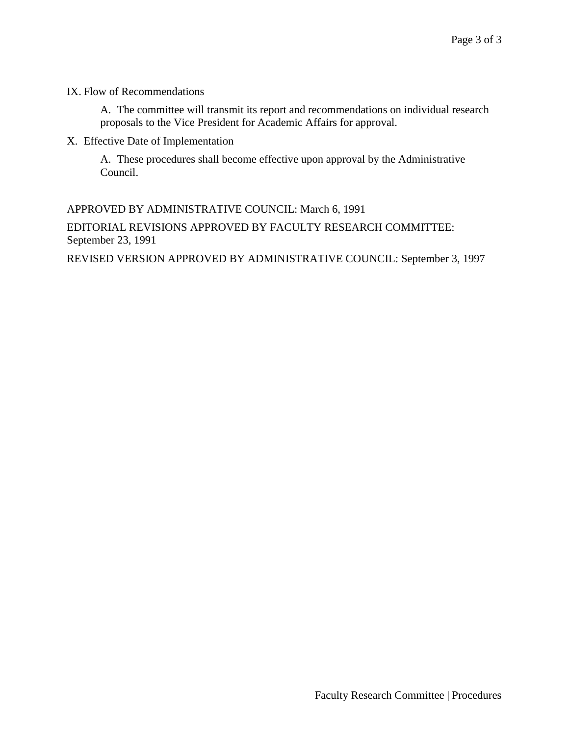IX. Flow of Recommendations

A. The committee will transmit its report and recommendations on individual research proposals to the Vice President for Academic Affairs for approval.

X. Effective Date of Implementation

A. These procedures shall become effective upon approval by the Administrative Council.

APPROVED BY ADMINISTRATIVE COUNCIL: March 6, 1991

EDITORIAL REVISIONS APPROVED BY FACULTY RESEARCH COMMITTEE: September 23, 1991

REVISED VERSION APPROVED BY ADMINISTRATIVE COUNCIL: September 3, 1997